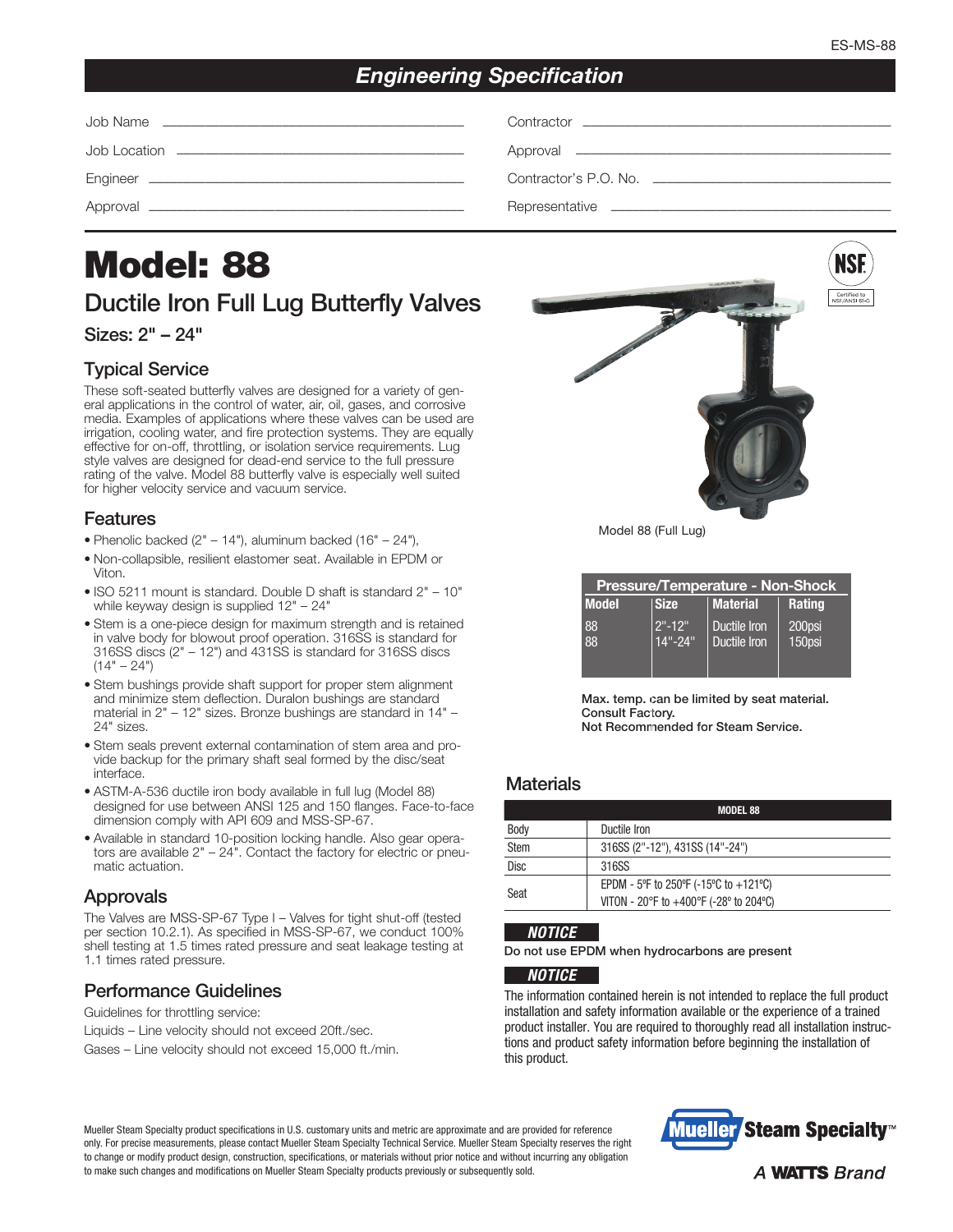## Engineering Specification

Job Name ______________________________

Job Location ______________________________

Engineer ______________________________

Approval ______________________________

Contractor ______________________________

Approval ______________________________

Contractor's P.O. No. ______________________________

Representative ______________________________

# Model: 88

## Ductile Iron Full Lug Butterfly Valves

Sizes: 2" – 24"

### Typical Service

These soft-seated butterfly valves are designed for a variety of general applications in the control of water, air, oil, gases, and corrosive media. Examples of applications where these valves can be used are irrigation, cooling water, and fire protection systems. They are equally effective for on-off, throttling, or isolation service requirements. Lug style valves are designed for dead-end service to the full pressure rating of the valve. Model 88 butterfly valve is especially well suited for higher velocity service and vacuum service.

### Features

- Phenolic backed (2" – 14"), aluminum backed (16" – 24"),
- Non-collapsible, resilient elastomer seat. Available in EPDM or Viton.
- ISO 5211 mount is standard. Double D shaft is standard 2" – 10" while keyway design is supplied 12" – 24"
- Stem is a one-piece design for maximum strength and is retained in valve body for blowout proof operation. 316SS is standard for 316SS discs (2" – 12") and 431SS is standard for 316SS discs (14" – 24")
- Stem bushings provide shaft support for proper stem alignment and minimize stem deflection. Duralon bushings are standard material in 2" – 12" sizes. Bronze bushings are standard in 14" – 24" sizes.
- Stem seals prevent external contamination of stem area and provide backup for the primary shaft seal formed by the disc/seat interface.
- ASTM-A-536 ductile iron body available in full lug (Model 88) designed for use between ANSI 125 and 150 flanges. Face-to-face dimension comply with API 609 and MSS-SP-67.
- Available in standard 10-position locking handle. Also gear operators are available 2" – 24". Contact the factory for electric or pneumatic actuation.

### Approvals

The Valves are MSS-SP-67 Type I – Valves for tight shut-off (tested per section 10.2.1). As specified in MSS-SP-67, we conduct 100% shell testing at 1.5 times rated pressure and seat leakage testing at 1.1 times rated pressure.

### Performance Guidelines

Guidelines for throttling service:

Liquids – Line velocity should not exceed 20ft./sec.

Gases – Line velocity should not exceed 15,000 ft./min.

Model 88 (Full Lug)

Certified to NSF/ANSI 61-G

**Pressure/Temperature - Non-Shock**

| Model | Size | Material | Rating |
|---|---|---|---|
| 88 | 2"-12" | Ductile Iron | 200psi |
| 88 | 14"-24" | Ductile Iron | 150psi |

**Max. temp. can be limited by seat material. Consult Factory.**
**Not Recommended for Steam Service.**

### Materials

| | MODEL 88 |
|---|---|
| Body | Ductile Iron |
| Stem | 316SS (2"-12"), 431SS (14"-24") |
| Disc | 316SS |
| Seat | EPDM - 5ºF to 250ºF (-15ºC to +121ºC)<br>VITON - 20°F to +400°F (-28° to 204ºC) |

***NOTICE***

**Do not use EPDM when hydrocarbons are present**

***NOTICE***

The information contained herein is not intended to replace the full product installation and safety information available or the experience of a trained product installer. You are required to thoroughly read all installation instructions and product safety information before beginning the installation of this product.

Mueller Steam Specialty product specifications in U.S. customary units and metric are approximate and are provided for reference only. For precise measurements, please contact Mueller Steam Specialty Technical Service. Mueller Steam Specialty reserves the right to change or modify product design, construction, specifications, or materials without prior notice and without incurring any obligation to make such changes and modifications on Mueller Steam Specialty products previously or subsequently sold.

Mueller Steam Specialty™ A WATTS Brand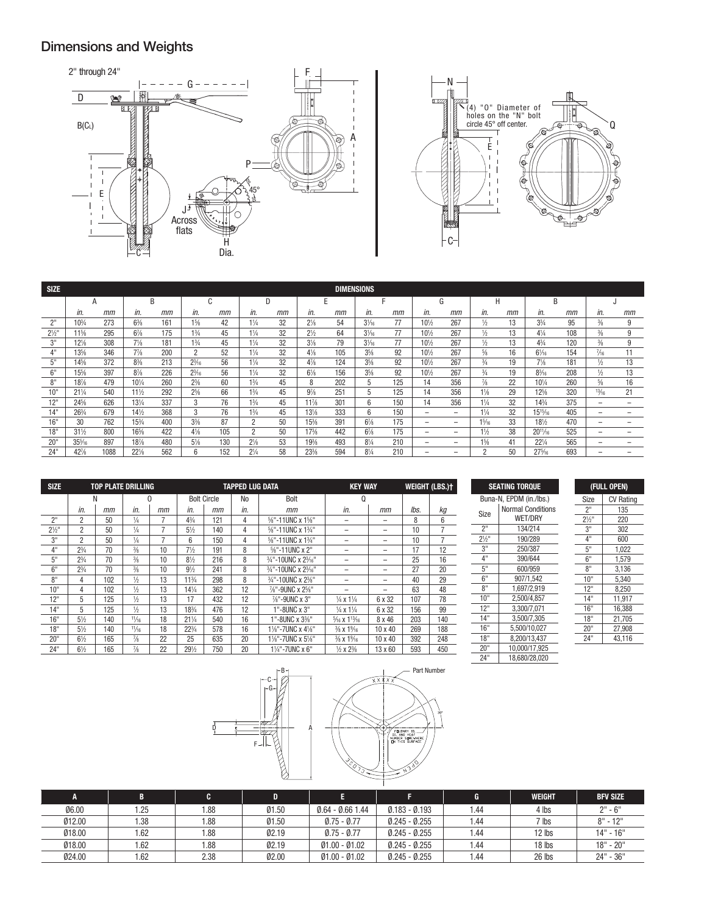## Dimensions and Weights

2" through 24"

| SIZE | A | | B | | C | | D | | E | | F | | G | | H | | B | | J | |
|---|---|---|---|---|---|---|---|---|---|---|---|---|---|---|---|---|---|---|---|---|
| | *in.* | *mm* | *in.* | *mm* | *in.* | *mm* | *in.* | *mm* | *in.* | *mm* | *in.* | *mm* | *in.* | *mm* | *in.* | *mm* | *in.* | *mm* | *in.* | *mm* |
| 2" | 10¾ | 273 | 6⅜ | 161 | 1⅝ | 42 | 1¼ | 32 | 2⅛ | 54 | 3¹⁄₁₆ | 77 | 10½ | 267 | ½ | 13 | 3¾ | 95 | ⅜ | 9 |
| 2½" | 11⅝ | 295 | 6⅞ | 175 | 1¾ | 45 | 1¼ | 32 | 2½ | 64 | 3¹⁄₁₆ | 77 | 10½ | 267 | ½ | 13 | 4¼ | 108 | ⅜ | 9 |
| 3" | 12⅛ | 308 | 7⅛ | 181 | 1¾ | 45 | 1¼ | 32 | 3⅛ | 79 | 3¹⁄₁₆ | 77 | 10½ | 267 | ½ | 13 | 4¾ | 120 | ⅜ | 9 |
| 4" | 13⅝ | 346 | 7⅞ | 200 | 2 | 52 | 1¼ | 32 | 4⅛ | 105 | 3⅝ | 92 | 10½ | 267 | ⅝ | 16 | 6¹⁄₁₆ | 154 | ⁷⁄₁₆ | 11 |
| 5" | 14⅝ | 372 | 8⅜ | 213 | 2³⁄₁₆ | 56 | 1¼ | 32 | 4⅞ | 124 | 3⅝ | 92 | 10½ | 267 | ¾ | 19 | 7⅛ | 181 | ½ | 13 |
| 6" | 15⅝ | 397 | 8⅞ | 226 | 2³⁄₁₆ | 56 | 1¼ | 32 | 6⅛ | 156 | 3⅝ | 92 | 10½ | 267 | ¾ | 19 | 8³⁄₁₆ | 208 | ½ | 13 |
| 8" | 18⅞ | 479 | 10¼ | 260 | 2⅜ | 60 | 1¾ | 45 | 8 | 202 | 5 | 125 | 14 | 356 | ⅞ | 22 | 10¼ | 260 | ⅝ | 16 |
| 10" | 21¼ | 540 | 11½ | 292 | 2⅝ | 66 | 1¾ | 45 | 9⅞ | 251 | 5 | 125 | 14 | 356 | 1⅛ | 29 | 12⅝ | 320 | ¹³⁄₁₆ | 21 |
| 12" | 24⅝ | 626 | 13¼ | 337 | 3 | 76 | 1¾ | 45 | 11⅞ | 301 | 6 | 150 | 14 | 356 | 1¼ | 32 | 14¾ | 375 | – | – |
| 14" | 26¾ | 679 | 14½ | 368 | 3 | 76 | 1¾ | 45 | 13⅛ | 333 | 6 | 150 | – | – | 1¼ | 32 | 15¹⁵⁄₁₆ | 405 | – | – |
| 16" | 30 | 762 | 15¾ | 400 | 3⅜ | 87 | 2 | 50 | 15⅜ | 391 | 6⅞ | 175 | – | – | 1⁵⁄₁₆ | 33 | 18½ | 470 | – | – |
| 18" | 31½ | 800 | 16⅝ | 422 | 4⅛ | 105 | 2 | 50 | 17⅜ | 442 | 6⅞ | 175 | – | – | 1½ | 38 | 20¹¹⁄₁₆ | 525 | – | – |
| 20" | 35⁵⁄₁₆ | 897 | 18⅞ | 480 | 5⅛ | 130 | 2⅛ | 53 | 19⅜ | 493 | 8¼ | 210 | – | – | 1⅝ | 41 | 22¼ | 565 | – | – |
| 24" | 42⅞ | 1088 | 22⅛ | 562 | 6 | 152 | 2¼ | 58 | 23⅜ | 594 | 8¼ | 210 | – | – | 2 | 50 | 27⁵⁄₁₆ | 693 | – | – |

| SIZE | TOP PLATE DRILLING | | | | TAPPED LUG DATA | | | | KEY WAY | | WEIGHT (LBS.)† | |
|---|---|---|---|---|---|---|---|---|---|---|---|---|
| | N | | O | | Bolt Circle | | No | Bolt | Q | | | |
| | *in.* | *mm* | *in.* | *mm* | *in.* | *mm* | *in.* | *mm* | *in.* | *mm* | *lbs.* | *kg* |
| 2" | 2 | 50 | ¼ | 7 | 4¾ | 121 | 4 | ⅝"-11UNC x 1⅝" | – | – | 8 | 6 |
| 2½" | 2 | 50 | ¼ | 7 | 5½ | 140 | 4 | ⅝"-11UNC x 1¾" | – | – | 10 | 7 |
| 3" | 2 | 50 | ¼ | 7 | 6 | 150 | 4 | ⅝"-11UNC x 1¾" | – | – | 10 | 7 |
| 4" | 2¾ | 70 | ⅜ | 10 | 7½ | 191 | 8 | ⅝"-11UNC x 2" | – | – | 17 | 12 |
| 5" | 2¾ | 70 | ⅜ | 10 | 8½ | 216 | 8 | ¾"-10UNC x 2⁵⁄₁₆" | – | – | 25 | 16 |
| 6" | 2¾ | 70 | ⅜ | 10 | 9½ | 241 | 8 | ¾"-10UNC x 2⁵⁄₁₆" | – | – | 27 | 20 |
| 8" | 4 | 102 | ½ | 13 | 11¾ | 298 | 8 | ¾"-10UNC x 2⅜" | – | – | 40 | 29 |
| 10" | 4 | 102 | ½ | 13 | 14¼ | 362 | 12 | ⅞"-9UNC x 2⅝" | – | – | 63 | 48 |
| 12" | 5 | 125 | ½ | 13 | 17 | 432 | 12 | ⅞"-9UNC x 3" | ¼ x 1¼ | 6 x 32 | 107 | 78 |
| 14" | 5 | 125 | ½ | 13 | 18¾ | 476 | 12 | 1"-8UNC x 3" | ¼ x 1¼ | 6 x 32 | 156 | 99 |
| 16" | 5½ | 140 | ¹¹⁄₁₆ | 18 | 21¼ | 540 | 16 | 1"-8UNC x 3⅜" | ⁵⁄₁₆ x 1¹³⁄₁₆ | 8 x 46 | 203 | 140 |
| 18" | 5½ | 140 | ¹¹⁄₁₆ | 18 | 22¾ | 578 | 16 | 1⅛"-7UNC x 4⅛" | ⅜ x 1⁹⁄₁₆ | 10 x 40 | 269 | 188 |
| 20" | 6½ | 165 | ⅞ | 22 | 25 | 635 | 20 | 1⅛"-7UNC x 5⅛" | ⅜ x 1⁹⁄₁₆ | 10 x 40 | 392 | 248 |
| 24" | 6½ | 165 | ⅞ | 22 | 29½ | 750 | 20 | 1¼"-7UNC x 6" | ½ x 2⅜ | 13 x 60 | 593 | 450 |

| SEATING TORQUE | |
|---|---|
| Buna-N, EPDM (in./lbs.) | |
| Size | Normal Conditions WET/DRY |
| 2" | 134/214 |
| 2½" | 190/289 |
| 3" | 250/387 |
| 4" | 390/644 |
| 5" | 600/959 |
| 6" | 907/1,542 |
| 8" | 1,697/2,919 |
| 10" | 2,500/4,857 |
| 12" | 3,300/7,071 |
| 14" | 3,500/7,305 |
| 16" | 5,500/10,027 |
| 18" | 8,200/13,437 |
| 20" | 10,000/17,925 |
| 24" | 18,680/28,020 |

| (FULL OPEN) | |
|---|---|
| Size | CV Rating |
| 2" | 135 |
| 2½" | 220 |
| 3" | 302 |
| 4" | 600 |
| 5" | 1,022 |
| 6" | 1,579 |
| 8" | 3,136 |
| 10" | 5,340 |
| 12" | 8,250 |
| 14" | 11,917 |
| 16" | 16,388 |
| 18" | 21,705 |
| 20" | 27,908 |
| 24" | 43,116 |

| A | B | C | D | E | F | G | WEIGHT | BFV SIZE |
|---|---|---|---|---|---|---|---|---|
| Ø6.00 | 1.25 | 1.88 | Ø1.50 | Ø.64 - Ø.66 1.44 | Ø.183 - Ø.193 | 1.44 | 4 lbs | 2" - 6" |
| Ø12.00 | 1.38 | 1.88 | Ø1.50 | Ø.75 - Ø.77 | Ø.245 - Ø.255 | 1.44 | 7 lbs | 8" - 12" |
| Ø18.00 | 1.62 | 1.88 | Ø2.19 | Ø.75 - Ø.77 | Ø.245 - Ø.255 | 1.44 | 12 lbs | 14" - 16" |
| Ø18.00 | 1.62 | 1.88 | Ø2.19 | Ø1.00 - Ø1.02 | Ø.245 - Ø.255 | 1.44 | 18 lbs | 18" - 20" |
| Ø24.00 | 1.62 | 2.38 | Ø2.00 | Ø1.00 - Ø1.02 | Ø.245 - Ø.255 | 1.44 | 26 lbs | 24" - 36" |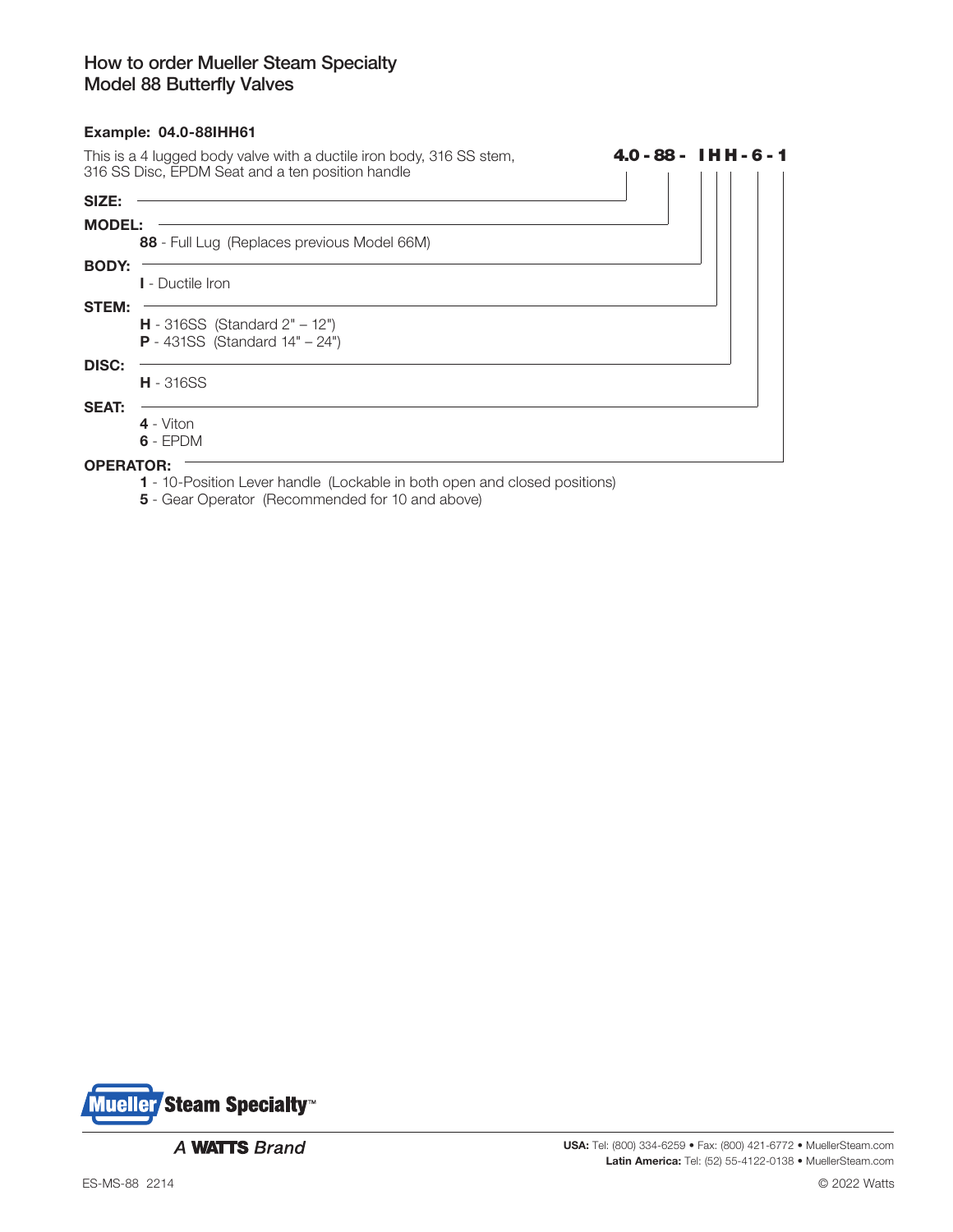## How to order Mueller Steam Specialty Model 88 Butterfly Valves

**Example: 04.0-88IHH61**

This is a 4 lugged body valve with a ductile iron body, 316 SS stem, 316 SS Disc, EPDM Seat and a ten position handle

**4.0 - 88 - I H H - 6 - 1**

**SIZE:**

**MODEL:**

**88** - Full Lug (Replaces previous Model 66M)

**BODY:**

**I** - Ductile Iron

**STEM:**

**H** - 316SS (Standard 2" – 12")
**P** - 431SS (Standard 14" – 24")

**DISC:**

**H** - 316SS

**SEAT:**

**4** - Viton
**6** - EPDM

**OPERATOR:**

**1** - 10-Position Lever handle (Lockable in both open and closed positions)
**5** - Gear Operator (Recommended for 10 and above)

Mueller Steam Specialty™

A WATTS Brand

**USA:** Tel: (800) 334-6259 • Fax: (800) 421-6772 • MuellerSteam.com
**Latin America:** Tel: (52) 55-4122-0138 • MuellerSteam.com

ES-MS-88 2214

© 2022 Watts